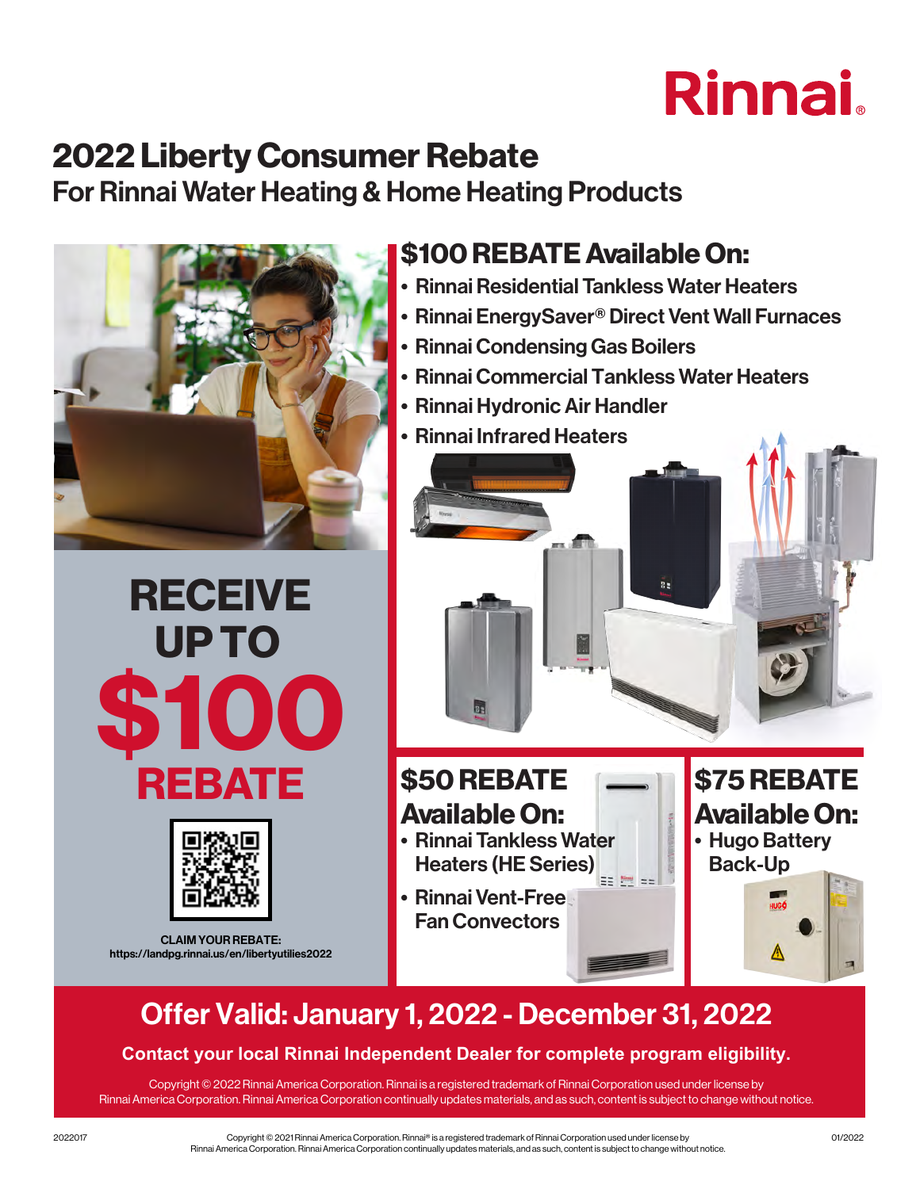Rinnai.

# 2022 Liberty Consumer Rebate

## For Rinnai Water Heating & Home Heating Products

## $100 REBATE Available On:

- Rinnai Residential Tankless Water Heaters
- Rinnai EnergySaver® Direct Vent Wall Furnaces
- Rinnai Condensing Gas Boilers
- Rinnai Commercial Tankless Water Heaters
- Rinnai Hydronic Air Handler
- Rinnai Infrared Heaters

**RECEIVE UP TO $100 REBATE**

**CLAIM YOUR REBATE:**
https://landpg.rinnai.us/en/libertyutilies2022

## $50 REBATE Available On:

- Rinnai Tankless Water Heaters (HE Series)
- Rinnai Vent-Free Fan Convectors

## $75 REBATE Available On:

- Hugo Battery Back-Up

## Offer Valid: January 1, 2022 - December 31, 2022

**Contact your local Rinnai Independent Dealer for complete program eligibility.**

Copyright © 2022 Rinnai America Corporation. Rinnai is a registered trademark of Rinnai Corporation used under license by Rinnai America Corporation. Rinnai America Corporation continually updates materials, and as such, content is subject to change without notice.

2022017

Copyright © 2021 Rinnai America Corporation. Rinnai® is a registered trademark of Rinnai Corporation used under license by Rinnai America Corporation. Rinnai America Corporation continually updates materials, and as such, content is subject to change without notice.

01/2022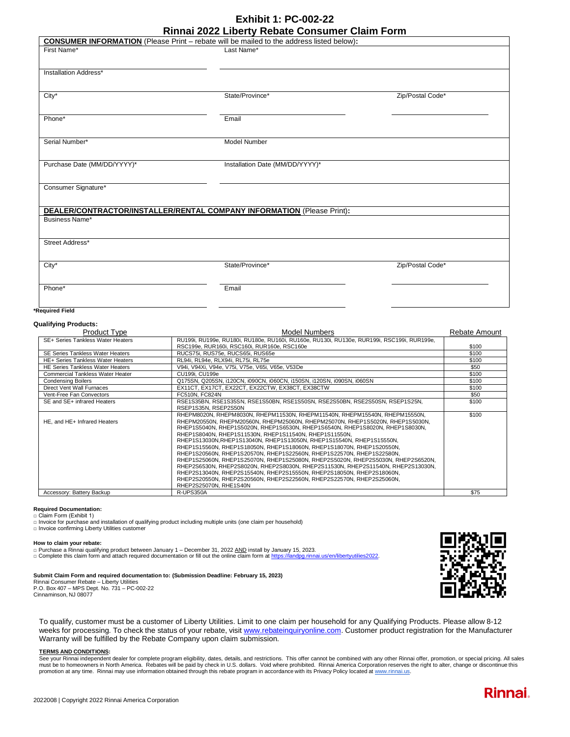# Exhibit 1: PC-002-22

# Rinnai 2022 Liberty Rebate Consumer Claim Form

**CONSUMER INFORMATION** (Please Print – rebate will be mailed to the address listed below)**:**

| | | |
|---|---|---|
| First Name* | Last Name* | |
| Installation Address* | | |
| City* | State/Province* | Zip/Postal Code* |
| Phone* | Email | |
| Serial Number* | Model Number | |
| Purchase Date (MM/DD/YYYY)* | Installation Date (MM/DD/YYYY)* | |
| Consumer Signature* | | |

**DEALER/CONTRACTOR/INSTALLER/RENTAL COMPANY INFORMATION** (Please Print)**:**

| | | |
|---|---|---|
| Business Name* | | |
| Street Address* | | |
| City* | State/Province* | Zip/Postal Code* |
| Phone* | Email | |

***Required Field**

**Qualifying Products:**

| Product Type | Model Numbers | Rebate Amount |
|---|---|---|
| SE+ Series Tankless Water Heaters | RU199i, RU199e, RU180i, RU180e, RU160i, RU160e, RU130i, RU130e, RUR199i, RSC199i, RUR199e, RSC199e, RUR160i, RSC160i, RUR160e, RSC160e | $100 |
| SE Series Tankless Water Heaters | RUCS75i, RUS75e, RUCS65i, RUS65e | $100 |
| HE+ Series Tankless Water Heaters | RL94i, RL94e, RLX94i, RL75i, RL75e | $100 |
| HE Series Tankless Water Heaters | V94i, V94Xi, V94e, V75i, V75e, V65i, V65e, V53De | $50 |
| Commercial Tankless Water Heater | CU199i, CU199e | $100 |
| Condensing Boilers | Q175SN, Q205SN, i120CN, i090CN, i060CN, i150SN, i120SN, i090SN, i060SN | $100 |
| Direct Vent Wall Furnaces | EX11CT, EX17CT, EX22CT, EX22CTW, EX38CT, EX38CTW | $100 |
| Vent-Free Fan Convectors | FC510N, FC824N | $50 |
| SE and SE+ infrared Heaters | RSE1S35BN, RSE1S35SN, RSE1S50BN, RSE1S50SN, RSE2S50BN, RSE2S50SN, RSEP1S25N, RSEP1S35N, RSEP2S50N | $100 |
| HE, and HE+ Infrared Heaters | RHEPM8020N, RHEPM8030N, RHEPM11530N, RHEPM11540N, RHEPM15540N, RHEPM15550N, RHEPM20550N, RHEPM20560N, RHEPM25060N, RHEPM25070N, RHEP1S5020N, RHEP1S5030N, RHEP1S5040N, RHEP1S5020N, RHEP1S6530N, RHEP1S6540N, RHEP1S8020N, RHEP1S8030N, RHEP1S8040N, RHEP1S11530N, RHEP1S11540N, RHEP1S11550N, RHEP1S13030N,RHEP1S13040N, RHEP1S13050N, RHEP1S15540N, RHEP1S15550N, RHEP1S15560N, RHEP1S18050N, RHEP1S18060N, RHEP1S18070N, RHEP1S20550N, RHEP1S20560N, RHEP1S20570N, RHEP1S22560N, RHEP1S22570N, RHEP1S22580N, RHEP1S25060N, RHEP1S25070N, RHEP1S25080N, RHEP2S5020N, RHEP2S5030N, RHEP2S6520N, RHEP2S6530N, RHEP2S8020N, RHEP2S8030N, RHEP2S11530N, RHEP2S11540N, RHEP2S13030N, RHEP2S13040N, RHEP2S15540N, RHEP2S15550N, RHEP2S18050N, RHEP2S18060N, RHEP2S20550N, RHEP2S20560N, RHEP2S22560N, RHEP2S22570N, RHEP2S25060N, RHEP2S25070N, RHE1S40N | $100 |
| Accessory: Battery Backup | R-UPS350A | $75 |

**Required Documentation:**

- □ Claim Form (Exhibit 1)
- □ Invoice for purchase and installation of qualifying product including multiple units (one claim per household)
- □ Invoice confirming Liberty Utilities customer

**How to claim your rebate:**

- □ Purchase a Rinnai qualifying product between January 1 – December 31, 2022 AND install by January 15, 2023.
- □ Complete this claim form and attach required documentation or fill out the online claim form at https://landpg.rinnai.us/en/libertyutilies2022.

**Submit Claim Form and required documentation to: (Submission Deadline: February 15, 2023)**
Rinnai Consumer Rebate – Liberty Utilities
P.O. Box 407 – MPS Dept. No. 731 – PC-002-22
Cinnaminson, NJ 08077

To qualify, customer must be a customer of Liberty Utilities. Limit to one claim per household for any Qualifying Products. Please allow 8-12 weeks for processing. To check the status of your rebate, visit www.rebateinquiryonline.com. Customer product registration for the Manufacturer Warranty will be fulfilled by the Rebate Company upon claim submission.

**TERMS AND CONDITIONS:**
See your Rinnai independent dealer for complete program eligibility, dates, details, and restrictions. This offer cannot be combined with any other Rinnai offer, promotion, or special pricing. All sales must be to homeowners in North America. Rebates will be paid by check in U.S. dollars. Void where prohibited. Rinnai America Corporation reserves the right to alter, change or discontinue this promotion at any time. Rinnai may use information obtained through this rebate program in accordance with its Privacy Policy located at www.rinnai.us.

2022008 | Copyright 2022 Rinnai America Corporation

Rinnai.